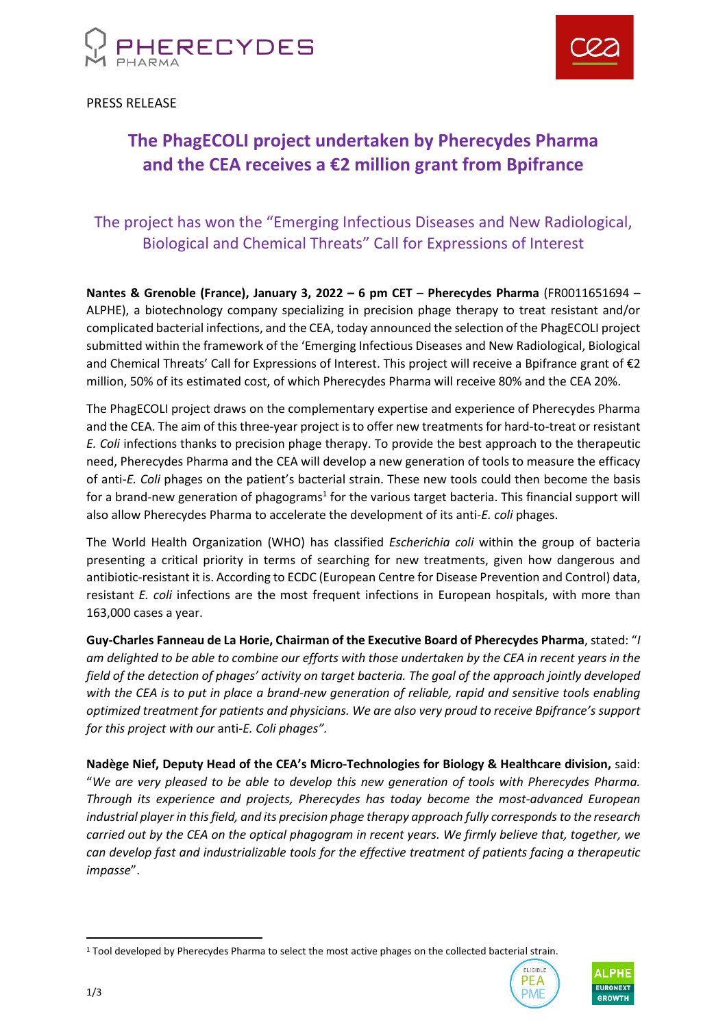PRESS RELEASE

# The PhagECOLI project undertaken by Pherecydes Pharma and the CEA receives a €2 million grant from Bpifrance

## The project has won the "Emerging Infectious Diseases and New Radiological, Biological and Chemical Threats" Call for Expressions of Interest

**Nantes & Grenoble (France), January 3, 2022 – 6 pm CET** – **Pherecydes Pharma** (FR0011651694 – ALPHE), a biotechnology company specializing in precision phage therapy to treat resistant and/or complicated bacterial infections, and the CEA, today announced the selection of the PhagECOLI project submitted within the framework of the 'Emerging Infectious Diseases and New Radiological, Biological and Chemical Threats' Call for Expressions of Interest. This project will receive a Bpifrance grant of €2 million, 50% of its estimated cost, of which Pherecydes Pharma will receive 80% and the CEA 20%.

The PhagECOLI project draws on the complementary expertise and experience of Pherecydes Pharma and the CEA. The aim of this three-year project is to offer new treatments for hard-to-treat or resistant *E. Coli* infections thanks to precision phage therapy. To provide the best approach to the therapeutic need, Pherecydes Pharma and the CEA will develop a new generation of tools to measure the efficacy of anti-*E. Coli* phages on the patient's bacterial strain. These new tools could then become the basis for a brand-new generation of phagograms[1] for the various target bacteria. This financial support will also allow Pherecydes Pharma to accelerate the development of its anti-*E. coli* phages.

The World Health Organization (WHO) has classified *Escherichia coli* within the group of bacteria presenting a critical priority in terms of searching for new treatments, given how dangerous and antibiotic-resistant it is. According to ECDC (European Centre for Disease Prevention and Control) data, resistant *E. coli* infections are the most frequent infections in European hospitals, with more than 163,000 cases a year.

**Guy-Charles Fanneau de La Horie, Chairman of the Executive Board of Pherecydes Pharma**, stated: "*I am delighted to be able to combine our efforts with those undertaken by the CEA in recent years in the field of the detection of phages' activity on target bacteria. The goal of the approach jointly developed with the CEA is to put in place a brand-new generation of reliable, rapid and sensitive tools enabling optimized treatment for patients and physicians. We are also very proud to receive Bpifrance's support for this project with our* anti-*E. Coli phages".*

**Nadège Nief, Deputy Head of the CEA's Micro-Technologies for Biology & Healthcare division,** said: "*We are very pleased to be able to develop this new generation of tools with Pherecydes Pharma. Through its experience and projects, Pherecydes has today become the most-advanced European industrial player in this field, and its precision phage therapy approach fully corresponds to the research carried out by the CEA on the optical phagogram in recent years. We firmly believe that, together, we can develop fast and industrializable tools for the effective treatment of patients facing a therapeutic impasse*".

[1] Tool developed by Pherecydes Pharma to select the most active phages on the collected bacterial strain.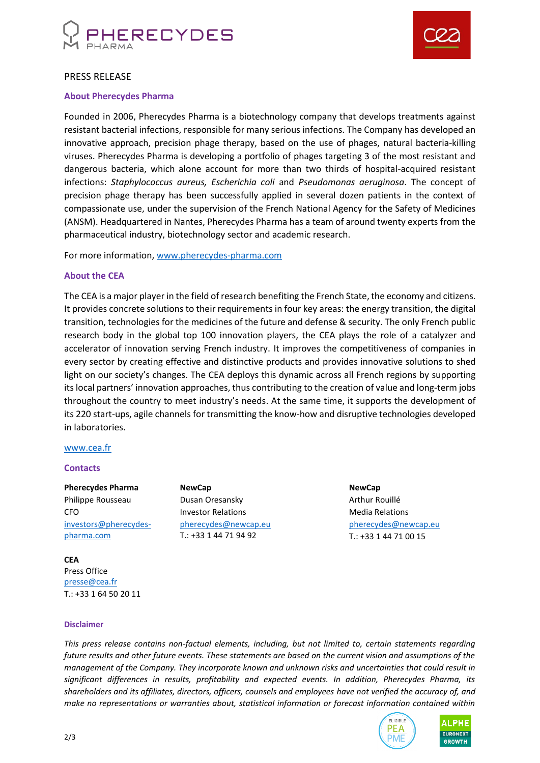PRESS RELEASE

### About Pherecydes Pharma

Founded in 2006, Pherecydes Pharma is a biotechnology company that develops treatments against resistant bacterial infections, responsible for many serious infections. The Company has developed an innovative approach, precision phage therapy, based on the use of phages, natural bacteria-killing viruses. Pherecydes Pharma is developing a portfolio of phages targeting 3 of the most resistant and dangerous bacteria, which alone account for more than two thirds of hospital-acquired resistant infections: *Staphylococcus aureus, Escherichia coli* and *Pseudomonas aeruginosa*. The concept of precision phage therapy has been successfully applied in several dozen patients in the context of compassionate use, under the supervision of the French National Agency for the Safety of Medicines (ANSM). Headquartered in Nantes, Pherecydes Pharma has a team of around twenty experts from the pharmaceutical industry, biotechnology sector and academic research.

For more information, www.pherecydes-pharma.com

### About the CEA

The CEA is a major player in the field of research benefiting the French State, the economy and citizens. It provides concrete solutions to their requirements in four key areas: the energy transition, the digital transition, technologies for the medicines of the future and defense & security. The only French public research body in the global top 100 innovation players, the CEA plays the role of a catalyzer and accelerator of innovation serving French industry. It improves the competitiveness of companies in every sector by creating effective and distinctive products and provides innovative solutions to shed light on our society's changes. The CEA deploys this dynamic across all French regions by supporting its local partners' innovation approaches, thus contributing to the creation of value and long-term jobs throughout the country to meet industry's needs. At the same time, it supports the development of its 220 start-ups, agile channels for transmitting the know-how and disruptive technologies developed in laboratories.

www.cea.fr

### Contacts

**Pherecydes Pharma**
Philippe Rousseau
CFO
investors@pherecydes-pharma.com

**NewCap**
Dusan Oresansky
Investor Relations
pherecydes@newcap.eu
T.: +33 1 44 71 94 92

**NewCap**
Arthur Rouillé
Media Relations
pherecydes@newcap.eu
T.: +33 1 44 71 00 15

**CEA**
Press Office
presse@cea.fr
T.: +33 1 64 50 20 11

### Disclaimer

*This press release contains non-factual elements, including, but not limited to, certain statements regarding future results and other future events. These statements are based on the current vision and assumptions of the management of the Company. They incorporate known and unknown risks and uncertainties that could result in significant differences in results, profitability and expected events. In addition, Pherecydes Pharma, its shareholders and its affiliates, directors, officers, counsels and employees have not verified the accuracy of, and make no representations or warranties about, statistical information or forecast information contained within*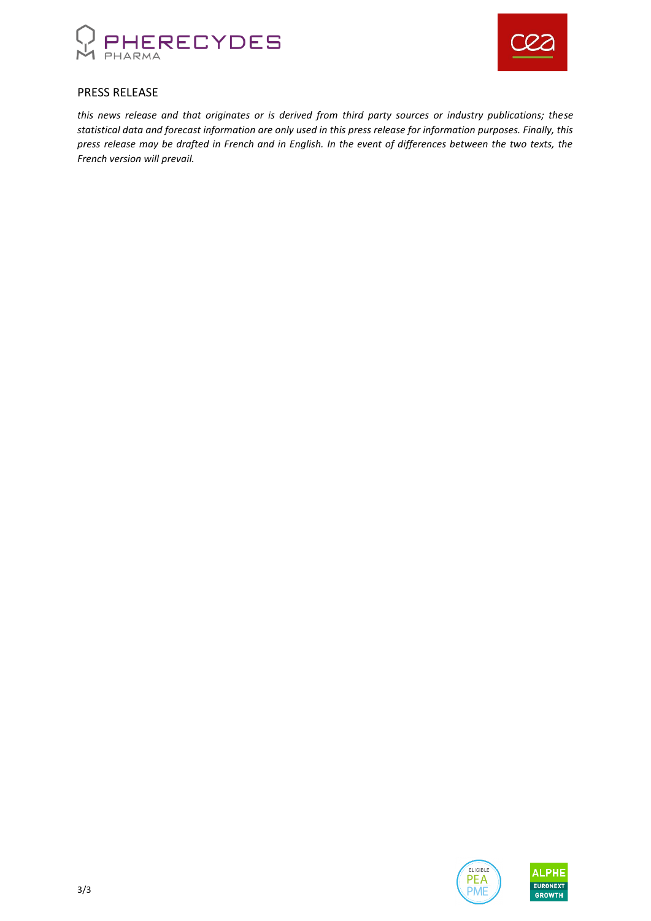*this news release and that originates or is derived from third party sources or industry publications; these statistical data and forecast information are only used in this press release for information purposes. Finally, this press release may be drafted in French and in English. In the event of differences between the two texts, the French version will prevail.*